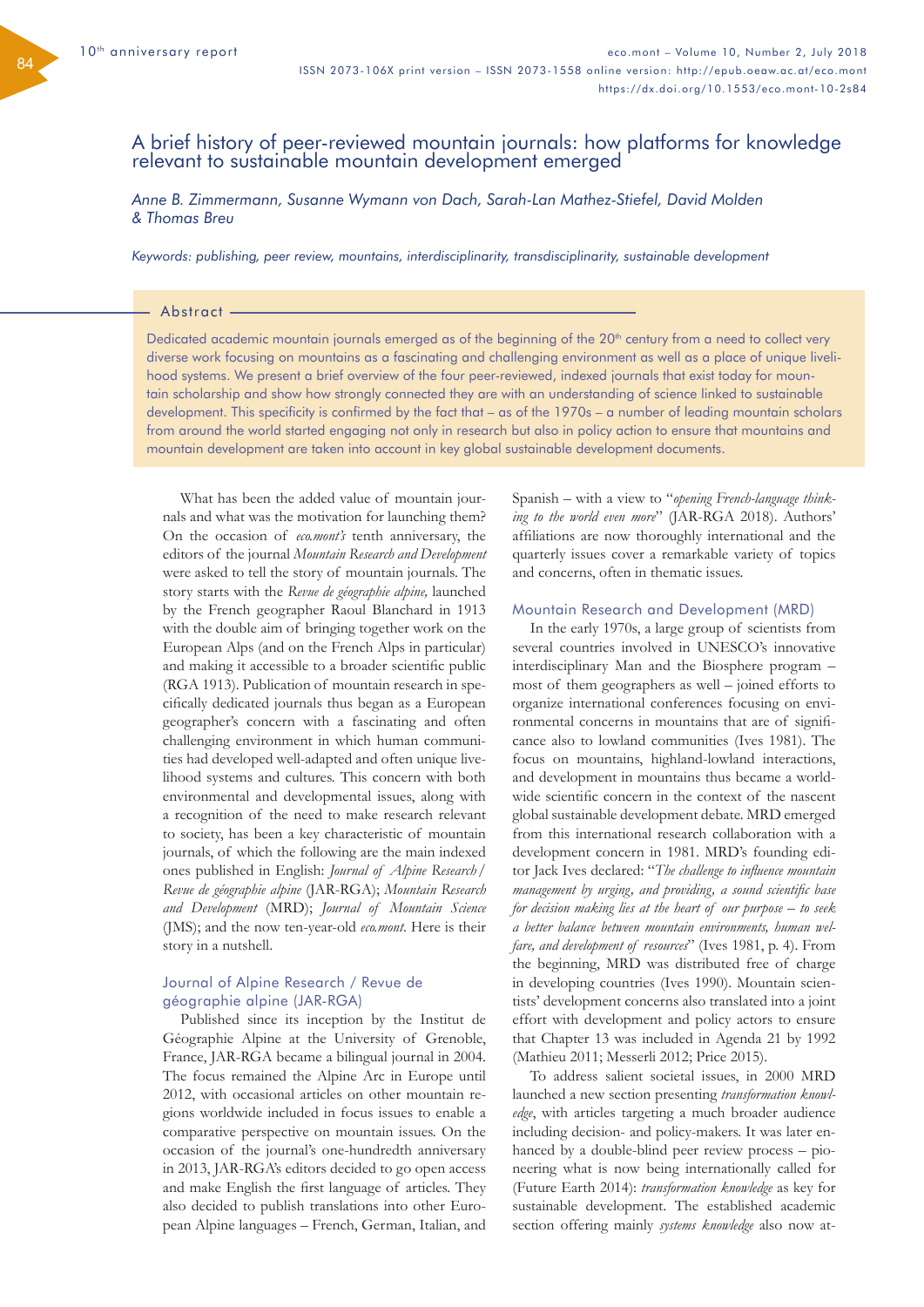# A brief history of peer-reviewed mountain journals: how platforms for knowledge relevant to sustainable mountain development emerged

*Anne B. Zimmermann, Susanne Wymann von Dach, Sarah-Lan Mathez-Stiefel, David Molden & Thomas Breu*

*Keywords: publishing, peer review, mountains, interdisciplinarity, transdisciplinarity, sustainable development*

## Abstract

Dedicated academic mountain journals emerged as of the beginning of the 20th century from a need to collect very diverse work focusing on mountains as a fascinating and challenging environment as well as a place of unique livelihood systems. We present a brief overview of the four peer-reviewed, indexed journals that exist today for mountain scholarship and show how strongly connected they are with an understanding of science linked to sustainable development. This specificity is confirmed by the fact that – as of the 1970s – a number of leading mountain scholars from around the world started engaging not only in research but also in policy action to ensure that mountains and mountain development are taken into account in key global sustainable development documents.

What has been the added value of mountain journals and what was the motivation for launching them? On the occasion of *eco.mont's* tenth anniversary, the editors of the journal *Mountain Research and Development* were asked to tell the story of mountain journals. The story starts with the *Revue de géographie alpine,* launched by the French geographer Raoul Blanchard in 1913 with the double aim of bringing together work on the European Alps (and on the French Alps in particular) and making it accessible to a broader scientific public (RGA 1913). Publication of mountain research in specifically dedicated journals thus began as a European geographer's concern with a fascinating and often challenging environment in which human communities had developed well-adapted and often unique livelihood systems and cultures. This concern with both environmental and developmental issues, along with a recognition of the need to make research relevant to society, has been a key characteristic of mountain journals, of which the following are the main indexed ones published in English: *Journal of Alpine Research / Revue de géographie alpine* (JAR-RGA); *Mountain Research and Development* (MRD); *Journal of Mountain Science* (JMS); and the now ten-year-old *eco.mont*. Here is their story in a nutshell.

### Journal of Alpine Research / Revue de géographie alpine (JAR-RGA)

Published since its inception by the Institut de Géographie Alpine at the University of Grenoble, France, JAR-RGA became a bilingual journal in 2004. The focus remained the Alpine Arc in Europe until 2012, with occasional articles on other mountain regions worldwide included in focus issues to enable a comparative perspective on mountain issues. On the occasion of the journal's one-hundredth anniversary in 2013, JAR-RGA's editors decided to go open access and make English the first language of articles. They also decided to publish translations into other European Alpine languages – French, German, Italian, and Spanish – with a view to "*opening French-language thinking to the world even more*" (JAR-RGA 2018). Authors' affiliations are now thoroughly international and the quarterly issues cover a remarkable variety of topics and concerns, often in thematic issues.

### Mountain Research and Development (MRD)

In the early 1970s, a large group of scientists from several countries involved in UNESCO's innovative interdisciplinary Man and the Biosphere program – most of them geographers as well – joined efforts to organize international conferences focusing on environmental concerns in mountains that are of significance also to lowland communities (Ives 1981). The focus on mountains, highland-lowland interactions, and development in mountains thus became a worldwide scientific concern in the context of the nascent global sustainable development debate. MRD emerged from this international research collaboration with a development concern in 1981. MRD's founding editor Jack Ives declared: "*The challenge to influence mountain management by urging, and providing, a sound scientific base for decision making lies at the heart of our purpose – to seek a better balance between mountain environments, human welfare, and development of resources*" (Ives 1981, p. 4). From the beginning, MRD was distributed free of charge in developing countries (Ives 1990). Mountain scientists' development concerns also translated into a joint effort with development and policy actors to ensure that Chapter 13 was included in Agenda 21 by 1992 (Mathieu 2011; Messerli 2012; Price 2015).

To address salient societal issues, in 2000 MRD launched a new section presenting *transformation knowledge*, with articles targeting a much broader audience including decision- and policy-makers. It was later enhanced by a double-blind peer review process – pioneering what is now being internationally called for (Future Earth 2014): *transformation knowledge* as key for sustainable development. The established academic section offering mainly *systems knowledge* also now at-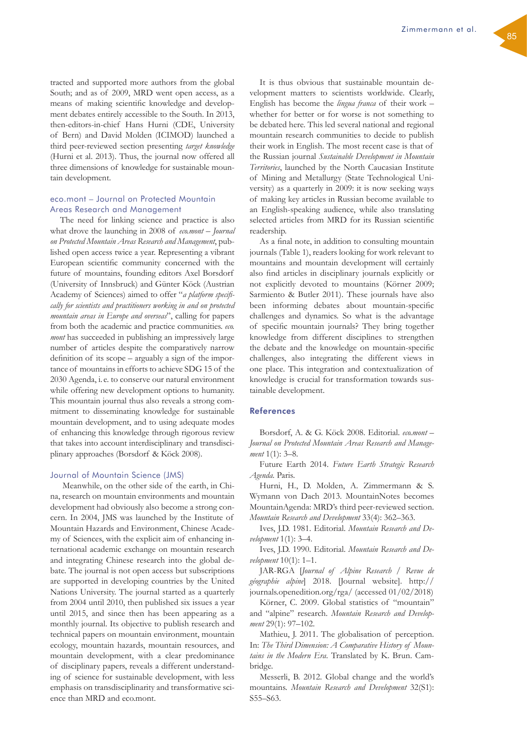tracted and supported more authors from the global South; and as of 2009, MRD went open access, as a means of making scientific knowledge and development debates entirely accessible to the South. In 2013, then-editors-in-chief Hans Hurni (CDE, University of Bern) and David Molden (ICIMOD) launched a third peer-reviewed section presenting *target knowledge* (Hurni et al. 2013). Thus, the journal now offered all three dimensions of knowledge for sustainable mountain development.

### eco.mont – Journal on Protected Mountain Areas Research and Management

The need for linking science and practice is also what drove the launching in 2008 of *eco.mont – Journal on Protected Mountain Areas Research and Management*, published open access twice a year. Representing a vibrant European scientific community concerned with the future of mountains, founding editors Axel Borsdorf (University of Innsbruck) and Günter Köck (Austrian Academy of Sciences) aimed to offer "*a platform specifically for scientists and practitioners working in and on protected mountain areas in Europe and overseas*", calling for papers from both the academic and practice communities. *eco.mont* has succeeded in publishing an impressively large number of articles despite the comparatively narrow definition of its scope – arguably a sign of the importance of mountains in efforts to achieve SDG 15 of the 2030 Agenda, i.e. to conserve our natural environment while offering new development options to humanity. This mountain journal thus also reveals a strong commitment to disseminating knowledge for sustainable mountain development, and to using adequate modes of enhancing this knowledge through rigorous review that takes into account interdisciplinary and transdisciplinary approaches (Borsdorf & Köck 2008).

### Journal of Mountain Science (JMS)

Meanwhile, on the other side of the earth, in China, research on mountain environments and mountain development had obviously also become a strong concern. In 2004, JMS was launched by the Institute of Mountain Hazards and Environment, Chinese Academy of Sciences, with the explicit aim of enhancing international academic exchange on mountain research and integrating Chinese research into the global debate. The journal is not open access but subscriptions are supported in developing countries by the United Nations University. The journal started as a quarterly from 2004 until 2010, then published six issues a year until 2015, and since then has been appearing as a monthly journal. Its objective to publish research and technical papers on mountain environment, mountain ecology, mountain hazards, mountain resources, and mountain development, with a clear predominance of disciplinary papers, reveals a different understanding of science for sustainable development, with less emphasis on transdisciplinarity and transformative science than MRD and eco.mont.

It is thus obvious that sustainable mountain development matters to scientists worldwide. Clearly, English has become the *lingua franca* of their work – whether for better or for worse is not something to be debated here. This led several national and regional mountain research communities to decide to publish their work in English. The most recent case is that of the Russian journal *Sustainable Development in Mountain Territories*, launched by the North Caucasian Institute of Mining and Metallurgy (State Technological University) as a quarterly in 2009: it is now seeking ways of making key articles in Russian become available to an English-speaking audience, while also translating selected articles from MRD for its Russian scientific readership.

As a final note, in addition to consulting mountain journals (Table 1), readers looking for work relevant to mountains and mountain development will certainly also find articles in disciplinary journals explicitly or not explicitly devoted to mountains (Körner 2009; Sarmiento & Butler 2011). These journals have also been informing debates about mountain-specific challenges and dynamics. So what is the advantage of specific mountain journals? They bring together knowledge from different disciplines to strengthen the debate and the knowledge on mountain-specific challenges, also integrating the different views in one place. This integration and contextualization of knowledge is crucial for transformation towards sustainable development.

## References

Borsdorf, A. & G. Köck 2008. Editorial. *eco.mont – Journal on Protected Mountain Areas Research and Management* 1(1): 3–8.

Future Earth 2014. *Future Earth Strategic Research Agenda*. Paris.

Hurni, H., D. Molden, A. Zimmermann & S. Wymann von Dach 2013. MountainNotes becomes MountainAgenda: MRD's third peer-reviewed section. *Mountain Research and Development* 33(4): 362–363.

Ives, J.D. 1981. Editorial. *Mountain Research and Development* 1(1): 3–4.

Ives, J.D. 1990. Editorial. *Mountain Research and Development* 10(1): 1–1.

JAR-RGA [*Journal of Alpine Research / Revue de géographie alpine*] 2018. [Journal website]. http://journals.openedition.org/rga/ (accessed 01/02/2018)

Körner, C. 2009. Global statistics of "mountain" and "alpine" research. *Mountain Research and Development* 29(1): 97–102.

Mathieu, J. 2011. The globalisation of perception. In: *The Third Dimension: A Comparative History of Mountains in the Modern Era*. Translated by K. Brun. Cambridge.

Messerli, B. 2012. Global change and the world's mountains. *Mountain Research and Development* 32(S1): S55–S63.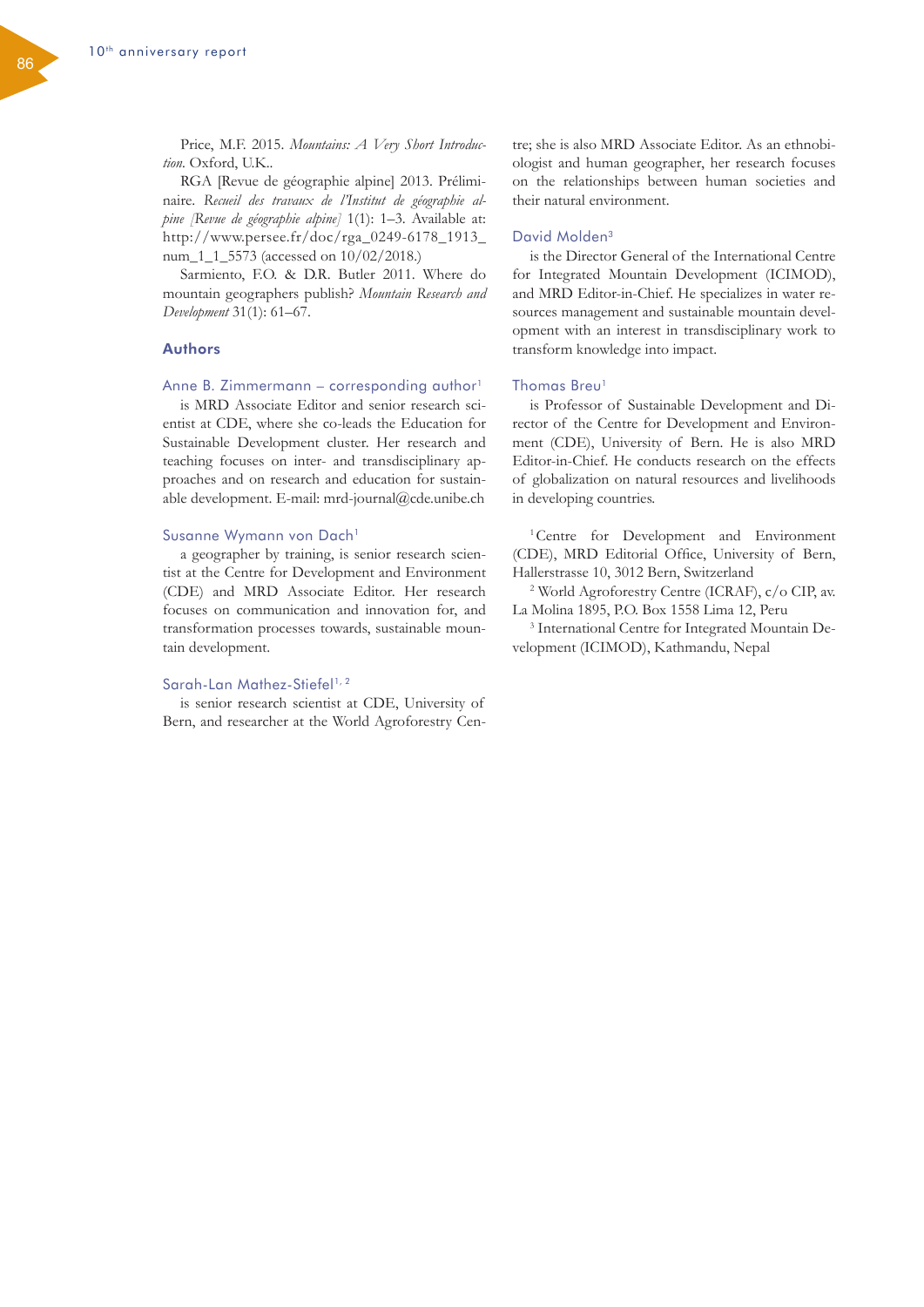Price, M.F. 2015. *Mountains: A Very Short Introduction*. Oxford, U.K..

RGA [Revue de géographie alpine] 2013. Préliminaire. *Recueil des travaux de l'Institut de géographie alpine [Revue de géographie alpine]* 1(1): 1–3. Available at: http://www.persee.fr/doc/rga_0249-6178_1913_num_1_1_5573 (accessed on 10/02/2018.)

Sarmiento, F.O. & D.R. Butler 2011. Where do mountain geographers publish? *Mountain Research and Development* 31(1): 61–67.

## Authors

### Anne B. Zimmermann – corresponding author[1]

is MRD Associate Editor and senior research scientist at CDE, where she co-leads the Education for Sustainable Development cluster. Her research and teaching focuses on inter- and transdisciplinary approaches and on research and education for sustainable development. E-mail: mrd-journal@cde.unibe.ch

### Susanne Wymann von Dach[1]

a geographer by training, is senior research scientist at the Centre for Development and Environment (CDE) and MRD Associate Editor. Her research focuses on communication and innovation for, and transformation processes towards, sustainable mountain development.

### Sarah-Lan Mathez-Stiefel[1, 2]

is senior research scientist at CDE, University of Bern, and researcher at the World Agroforestry Centre; she is also MRD Associate Editor. As an ethnobiologist and human geographer, her research focuses on the relationships between human societies and their natural environment.

### David Molden[3]

is the Director General of the International Centre for Integrated Mountain Development (ICIMOD), and MRD Editor-in-Chief. He specializes in water resources management and sustainable mountain development with an interest in transdisciplinary work to transform knowledge into impact.

### Thomas Breu[1]

is Professor of Sustainable Development and Director of the Centre for Development and Environment (CDE), University of Bern. He is also MRD Editor-in-Chief. He conducts research on the effects of globalization on natural resources and livelihoods in developing countries.

[1] Centre for Development and Environment (CDE), MRD Editorial Office, University of Bern, Hallerstrasse 10, 3012 Bern, Switzerland

[2] World Agroforestry Centre (ICRAF), c/o CIP, av. La Molina 1895, P.O. Box 1558 Lima 12, Peru

[3] International Centre for Integrated Mountain Development (ICIMOD), Kathmandu, Nepal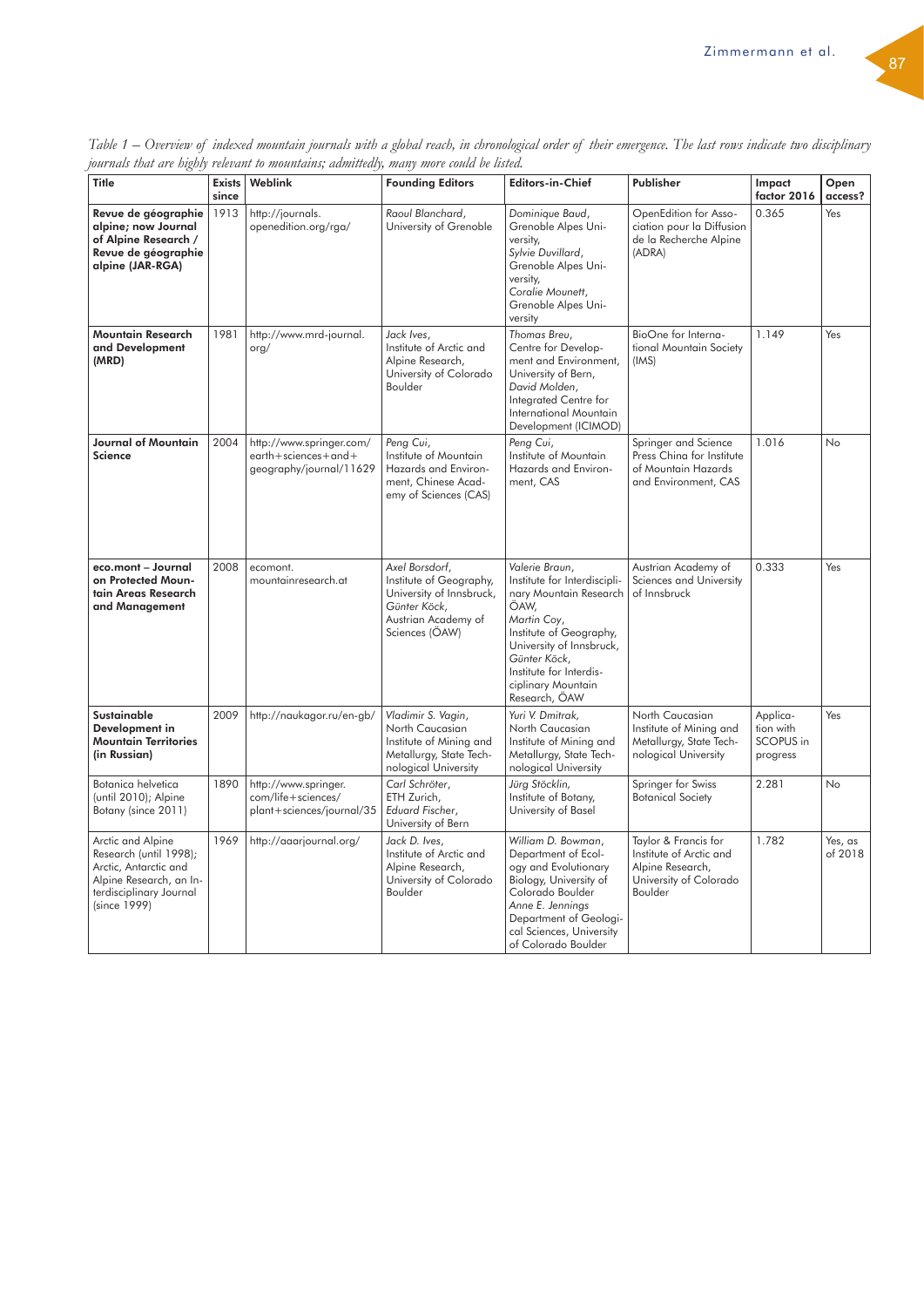*Table 1 – Overview of indexed mountain journals with a global reach, in chronological order of their emergence. The last rows indicate two disciplinary journals that are highly relevant to mountains; admittedly, many more could be listed.*

| Title | Exists since | Weblink | Founding Editors | Editors-in-Chief | Publisher | Impact factor 2016 | Open access? |
|---|---|---|---|---|---|---|---|
| **Revue de géographie alpine; now Journal of Alpine Research / Revue de géographie alpine (JAR-RGA)** | 1913 | http://journals.openedition.org/rga/ | *Raoul Blanchard*, University of Grenoble | *Dominique Baud*, Grenoble Alpes University, *Sylvie Duvillard*, Grenoble Alpes University, *Coralie Mounett*, Grenoble Alpes University | OpenEdition for Association pour la Diffusion de la Recherche Alpine (ADRA) | 0.365 | Yes |
| **Mountain Research and Development (MRD)** | 1981 | http://www.mrd-journal.org/ | *Jack Ives*, Institute of Arctic and Alpine Research, University of Colorado Boulder | *Thomas Breu*, Centre for Development and Environment, University of Bern, *David Molden*, Integrated Centre for International Mountain Development (ICIMOD) | BioOne for International Mountain Society (IMS) | 1.149 | Yes |
| **Journal of Mountain Science** | 2004 | http://www.springer.com/earth+sciences+and+geography/journal/11629 | *Peng Cui*, Institute of Mountain Hazards and Environment, Chinese Academy of Sciences (CAS) | *Peng Cui*, Institute of Mountain Hazards and Environment, CAS | Springer and Science Press China for Institute of Mountain Hazards and Environment, CAS | 1.016 | No |
| **eco.mont – Journal on Protected Mountain Areas Research and Management** | 2008 | ecomont.mountainresearch.at | *Axel Borsdorf*, Institute of Geography, University of Innsbruck, *Günter Köck*, Austrian Academy of Sciences (ÖAW) | *Valerie Braun*, Institute for Interdisciplinary Mountain Research ÖAW, *Martin Coy*, Institute of Geography, University of Innsbruck, *Günter Köck*, Institute for Interdisciplinary Mountain Research, ÖAW | Austrian Academy of Sciences and University of Innsbruck | 0.333 | Yes |
| **Sustainable Development in Mountain Territories (in Russian)** | 2009 | http://naukagor.ru/en-gb/ | *Vladimir S. Vagin*, North Caucasian Institute of Mining and Metallurgy, State Technological University | *Yuri V. Dmitrak*, North Caucasian Institute of Mining and Metallurgy, State Technological University | North Caucasian Institute of Mining and Metallurgy, State Technological University | Application with SCOPUS in progress | Yes |
| Botanica helvetica (until 2010); Alpine Botany (since 2011) | 1890 | http://www.springer.com/life+sciences/plant+sciences/journal/35 | *Carl Schröter*, ETH Zurich, *Eduard Fischer*, University of Bern | *Jürg Stöcklin*, Institute of Botany, University of Basel | Springer for Swiss Botanical Society | 2.281 | No |
| Arctic and Alpine Research (until 1998); Arctic, Antarctic and Alpine Research, an Interdisciplinary Journal (since 1999) | 1969 | http://aaarjournal.org/ | *Jack D. Ives*, Institute of Arctic and Alpine Research, University of Colorado Boulder | *William D. Bowman*, Department of Ecology and Evolutionary Biology, University of Colorado Boulder *Anne E. Jennings* Department of Geological Sciences, University of Colorado Boulder | Taylor & Francis for Institute of Arctic and Alpine Research, University of Colorado Boulder | 1.782 | Yes, as of 2018 |